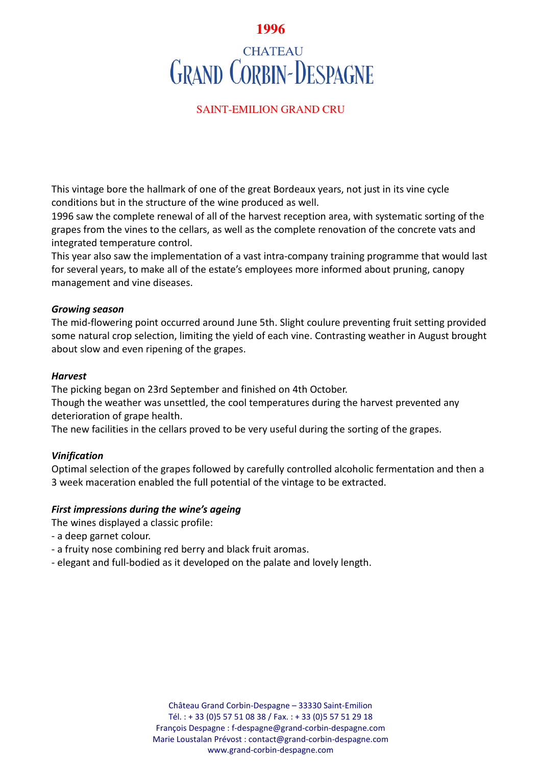# 1996

## CHATEAU GRAND CORBIN-DESPAGNE

SAINT-EMILION GRAND CRU

This vintage bore the hallmark of one of the great Bordeaux years, not just in its vine cycle conditions but in the structure of the wine produced as well.
1996 saw the complete renewal of all of the harvest reception area, with systematic sorting of the grapes from the vines to the cellars, as well as the complete renovation of the concrete vats and integrated temperature control.
This year also saw the implementation of a vast intra-company training programme that would last for several years, to make all of the estate's employees more informed about pruning, canopy management and vine diseases.

***Growing season***

The mid-flowering point occurred around June 5th. Slight coulure preventing fruit setting provided some natural crop selection, limiting the yield of each vine. Contrasting weather in August brought about slow and even ripening of the grapes.

***Harvest***

The picking began on 23rd September and finished on 4th October.
Though the weather was unsettled, the cool temperatures during the harvest prevented any deterioration of grape health.
The new facilities in the cellars proved to be very useful during the sorting of the grapes.

***Vinification***

Optimal selection of the grapes followed by carefully controlled alcoholic fermentation and then a 3 week maceration enabled the full potential of the vintage to be extracted.

***First impressions during the wine's ageing***

The wines displayed a classic profile:

- a deep garnet colour.
- a fruity nose combining red berry and black fruit aromas.
- elegant and full-bodied as it developed on the palate and lovely length.

Château Grand Corbin-Despagne – 33330 Saint-Emilion
Tél. : + 33 (0)5 57 51 08 38 / Fax. : + 33 (0)5 57 51 29 18
François Despagne : f-despagne@grand-corbin-despagne.com
Marie Loustalan Prévost : contact@grand-corbin-despagne.com
www.grand-corbin-despagne.com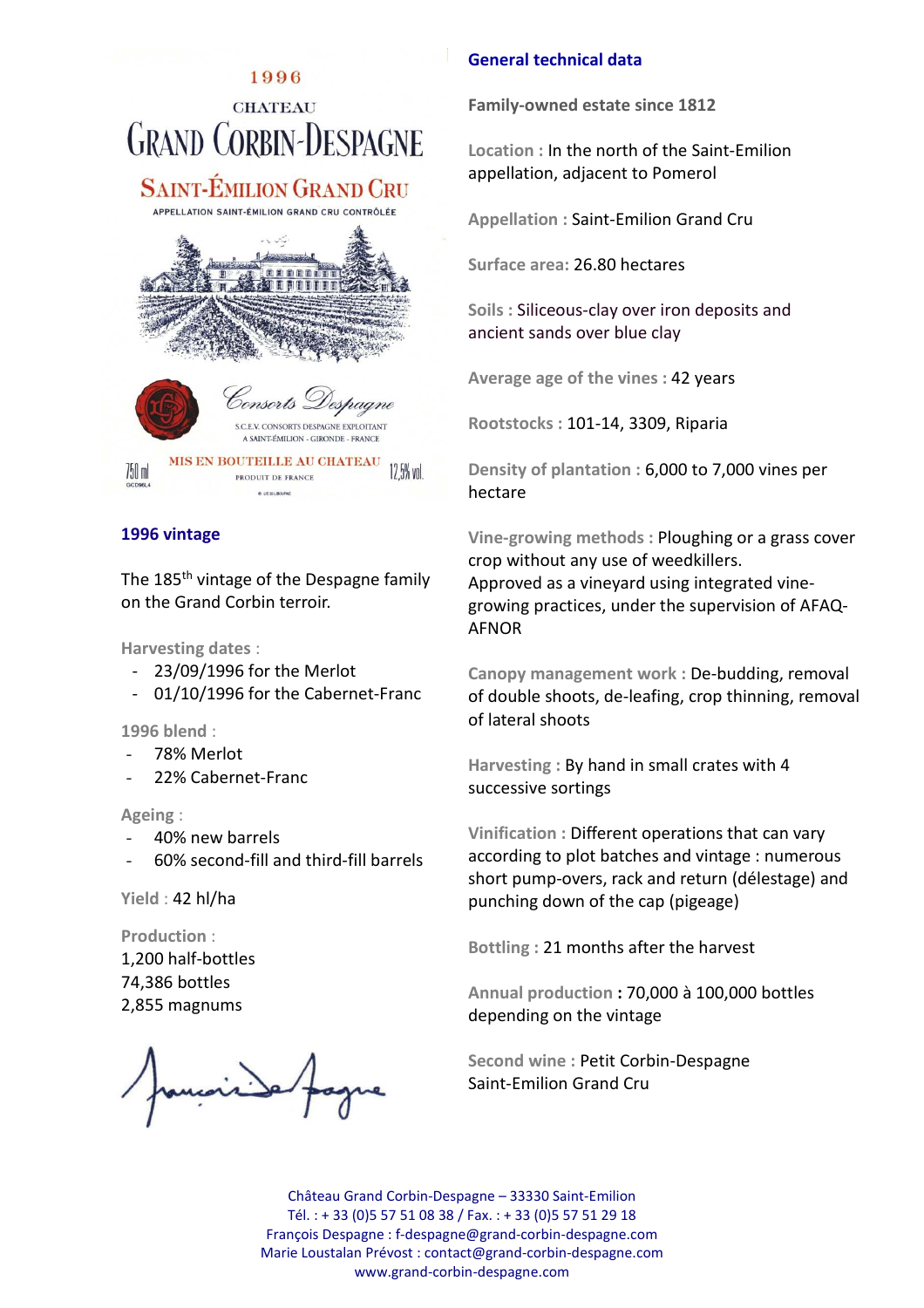1996

CHATEAU

GRAND CORBIN-DESPAGNE

SAINT-ÉMILION GRAND CRU

APPELLATION SAINT-ÉMILION GRAND CRU CONTRÔLÉE

Consorts Despagne

S.C.E.V. CONSORTS DESPAGNE EXPLOITANT
A SAINT-ÉMILION - GIRONDE - FRANCE

750 ml MIS EN BOUTEILLE AU CHATEAU 12,5% vol.

PRODUIT DE FRANCE

## 1996 vintage

The 185th vintage of the Despagne family on the Grand Corbin terroir.

Harvesting dates :

- 23/09/1996 for the Merlot
- 01/10/1996 for the Cabernet-Franc

1996 blend :

- 78% Merlot
- 22% Cabernet-Franc

Ageing :

- 40% new barrels
- 60% second-fill and third-fill barrels

Yield : 42 hl/ha

Production :
1,200 half-bottles
74,386 bottles
2,855 magnums

## General technical data

**Family-owned estate since 1812**

Location : In the north of the Saint-Emilion appellation, adjacent to Pomerol

Appellation : Saint-Emilion Grand Cru

Surface area: 26.80 hectares

Soils : Siliceous-clay over iron deposits and ancient sands over blue clay

Average age of the vines : 42 years

Rootstocks : 101-14, 3309, Riparia

Density of plantation : 6,000 to 7,000 vines per hectare

Vine-growing methods : Ploughing or a grass cover crop without any use of weedkillers.
Approved as a vineyard using integrated vine-growing practices, under the supervision of AFAQ-AFNOR

Canopy management work : De-budding, removal of double shoots, de-leafing, crop thinning, removal of lateral shoots

Harvesting : By hand in small crates with 4 successive sortings

Vinification : Different operations that can vary according to plot batches and vintage : numerous short pump-overs, rack and return (délestage) and punching down of the cap (pigeage)

Bottling : 21 months after the harvest

Annual production **:** 70,000 à 100,000 bottles depending on the vintage

Second wine : Petit Corbin-Despagne Saint-Emilion Grand Cru

Château Grand Corbin-Despagne – 33330 Saint-Emilion
Tél. : + 33 (0)5 57 51 08 38 / Fax. : + 33 (0)5 57 51 29 18
François Despagne : f-despagne@grand-corbin-despagne.com
Marie Loustalan Prévost : contact@grand-corbin-despagne.com
www.grand-corbin-despagne.com